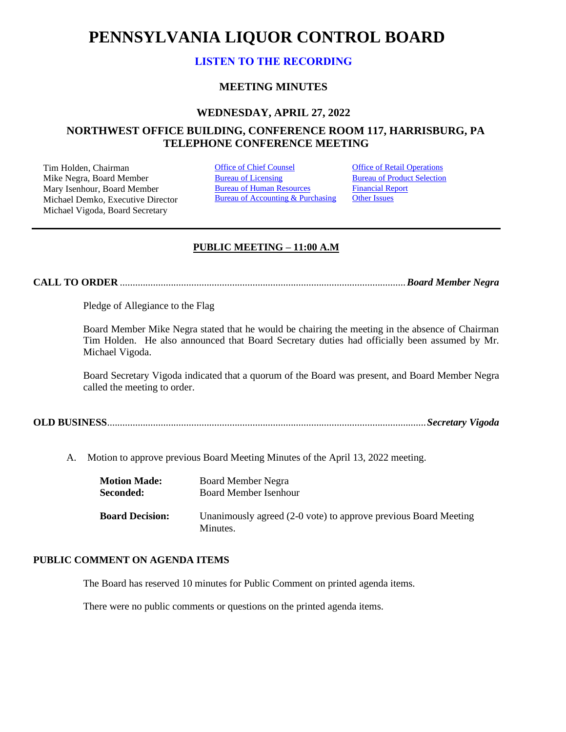# PENNSYLVANIA LIQUOR CONTROL BOARD

**LISTEN TO THE RECORDING**

### MEETING MINUTES

### WEDNESDAY, APRIL 27, 2022

### NORTHWEST OFFICE BUILDING, CONFERENCE ROOM 117, HARRISBURG, PA
### TELEPHONE CONFERENCE MEETING

Tim Holden, Chairman
Mike Negra, Board Member
Mary Isenhour, Board Member
Michael Demko, Executive Director
Michael Vigoda, Board Secretary

Office of Chief Counsel
Bureau of Licensing
Bureau of Human Resources
Bureau of Accounting & Purchasing

Office of Retail Operations
Bureau of Product Selection
Financial Report
Other Issues

---

**PUBLIC MEETING – 11:00 A.M**

**CALL TO ORDER** ............................................................................................................. ***Board Member Negra***

Pledge of Allegiance to the Flag

Board Member Mike Negra stated that he would be chairing the meeting in the absence of Chairman Tim Holden. He also announced that Board Secretary duties had officially been assumed by Mr. Michael Vigoda.

Board Secretary Vigoda indicated that a quorum of the Board was present, and Board Member Negra called the meeting to order.

**OLD BUSINESS**........................................................................................................................ ***Secretary Vigoda***

A. Motion to approve previous Board Meeting Minutes of the April 13, 2022 meeting.

**Motion Made:** Board Member Negra
**Seconded:** Board Member Isenhour

**Board Decision:** Unanimously agreed (2-0 vote) to approve previous Board Meeting Minutes.

**PUBLIC COMMENT ON AGENDA ITEMS**

The Board has reserved 10 minutes for Public Comment on printed agenda items.

There were no public comments or questions on the printed agenda items.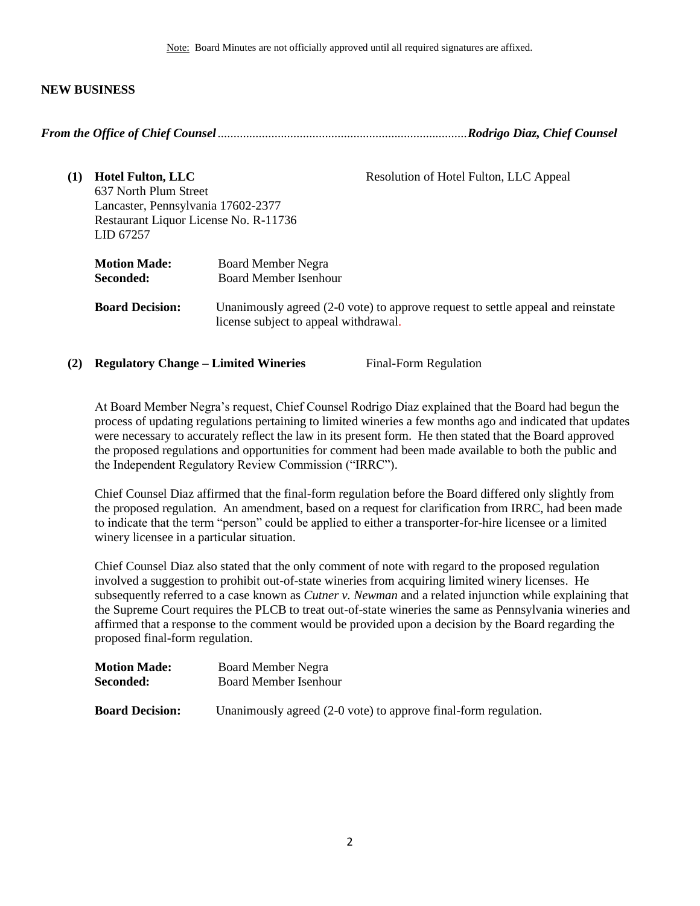Note: Board Minutes are not officially approved until all required signatures are affixed.

## NEW BUSINESS

***From the Office of Chief Counsel*** ............................................................................... ***Rodrigo Diaz, Chief Counsel***

**(1) Hotel Fulton, LLC** — Resolution of Hotel Fulton, LLC Appeal

637 North Plum Street
Lancaster, Pennsylvania 17602-2377
Restaurant Liquor License No. R-11736
LID 67257

**Motion Made:** Board Member Negra
**Seconded:** Board Member Isenhour

**Board Decision:** Unanimously agreed (2-0 vote) to approve request to settle appeal and reinstate license subject to appeal withdrawal.

**(2) Regulatory Change – Limited Wineries** — Final-Form Regulation

At Board Member Negra's request, Chief Counsel Rodrigo Diaz explained that the Board had begun the process of updating regulations pertaining to limited wineries a few months ago and indicated that updates were necessary to accurately reflect the law in its present form. He then stated that the Board approved the proposed regulations and opportunities for comment had been made available to both the public and the Independent Regulatory Review Commission ("IRRC").

Chief Counsel Diaz affirmed that the final-form regulation before the Board differed only slightly from the proposed regulation. An amendment, based on a request for clarification from IRRC, had been made to indicate that the term "person" could be applied to either a transporter-for-hire licensee or a limited winery licensee in a particular situation.

Chief Counsel Diaz also stated that the only comment of note with regard to the proposed regulation involved a suggestion to prohibit out-of-state wineries from acquiring limited winery licenses. He subsequently referred to a case known as *Cutner v. Newman* and a related injunction while explaining that the Supreme Court requires the PLCB to treat out-of-state wineries the same as Pennsylvania wineries and affirmed that a response to the comment would be provided upon a decision by the Board regarding the proposed final-form regulation.

**Motion Made:** Board Member Negra
**Seconded:** Board Member Isenhour

**Board Decision:** Unanimously agreed (2-0 vote) to approve final-form regulation.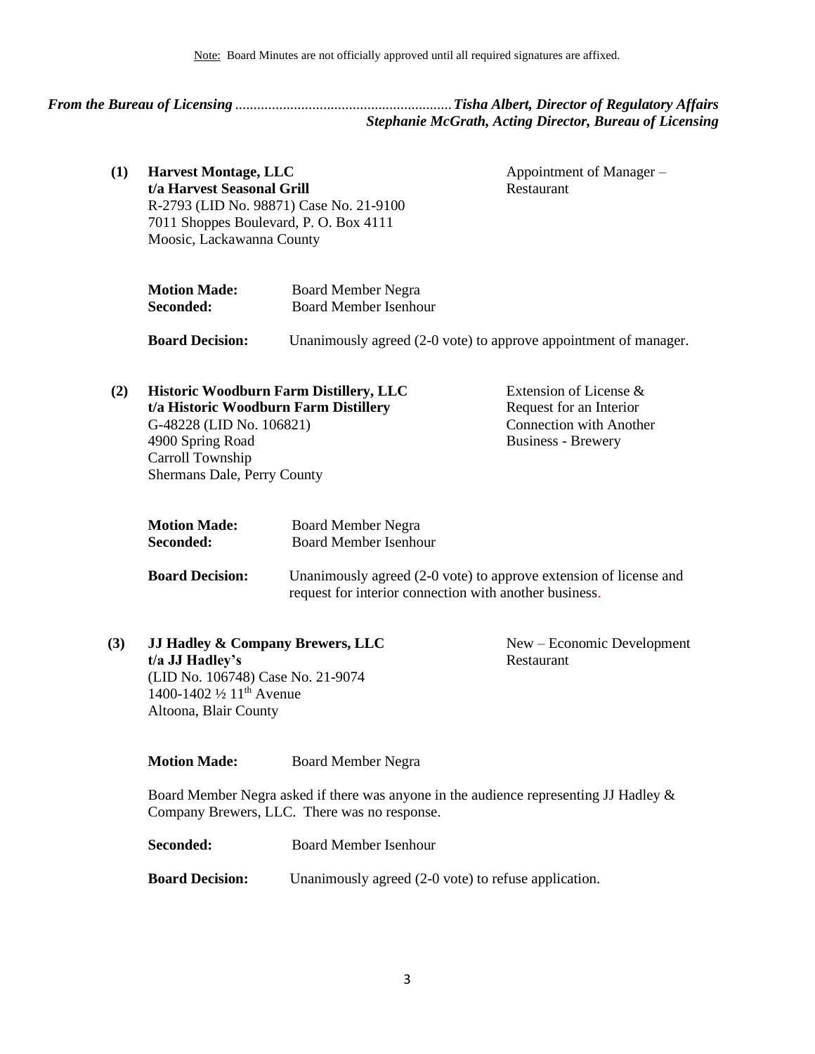Note: Board Minutes are not officially approved until all required signatures are affixed.

***From the Bureau of Licensing*** .......................................................... ***Tisha Albert, Director of Regulatory Affairs***
***Stephanie McGrath, Acting Director, Bureau of Licensing***

**(1) Harvest Montage, LLC**
**t/a Harvest Seasonal Grill**
R-2793 (LID No. 98871) Case No. 21-9100
7011 Shoppes Boulevard, P. O. Box 4111
Moosic, Lackawanna County

Appointment of Manager – Restaurant

**Motion Made:** Board Member Negra
**Seconded:** Board Member Isenhour

**Board Decision:** Unanimously agreed (2-0 vote) to approve appointment of manager.

**(2) Historic Woodburn Farm Distillery, LLC**
**t/a Historic Woodburn Farm Distillery**
G-48228 (LID No. 106821)
4900 Spring Road
Carroll Township
Shermans Dale, Perry County

Extension of License & Request for an Interior Connection with Another Business - Brewery

**Motion Made:** Board Member Negra
**Seconded:** Board Member Isenhour

**Board Decision:** Unanimously agreed (2-0 vote) to approve extension of license and request for interior connection with another business.

**(3) JJ Hadley & Company Brewers, LLC**
**t/a JJ Hadley's**
(LID No. 106748) Case No. 21-9074
1400-1402 ½ 11th Avenue
Altoona, Blair County

New – Economic Development Restaurant

**Motion Made:** Board Member Negra

Board Member Negra asked if there was anyone in the audience representing JJ Hadley & Company Brewers, LLC. There was no response.

**Seconded:** Board Member Isenhour

**Board Decision:** Unanimously agreed (2-0 vote) to refuse application.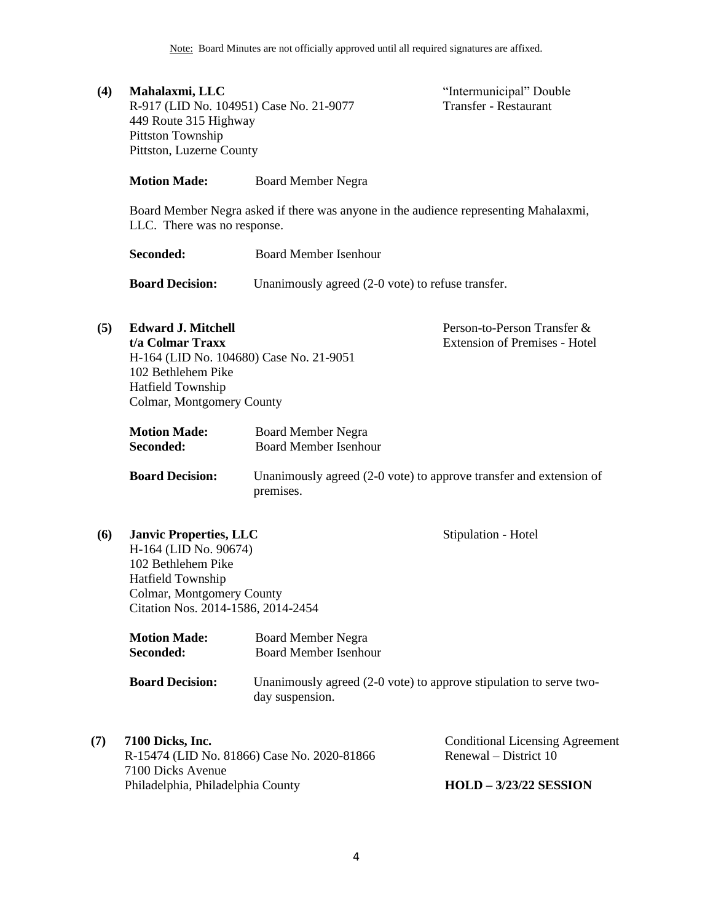Note: Board Minutes are not officially approved until all required signatures are affixed.

**(4) Mahalaxmi, LLC**
R-917 (LID No. 104951) Case No. 21-9077
449 Route 315 Highway
Pittston Township
Pittston, Luzerne County

"Intermunicipal" Double Transfer - Restaurant

**Motion Made:** Board Member Negra

Board Member Negra asked if there was anyone in the audience representing Mahalaxmi, LLC. There was no response.

**Seconded:** Board Member Isenhour

**Board Decision:** Unanimously agreed (2-0 vote) to refuse transfer.

**(5) Edward J. Mitchell**
**t/a Colmar Traxx**
H-164 (LID No. 104680) Case No. 21-9051
102 Bethlehem Pike
Hatfield Township
Colmar, Montgomery County

Person-to-Person Transfer & Extension of Premises - Hotel

**Motion Made:** Board Member Negra
**Seconded:** Board Member Isenhour

**Board Decision:** Unanimously agreed (2-0 vote) to approve transfer and extension of premises.

**(6) Janvic Properties, LLC**
H-164 (LID No. 90674)
102 Bethlehem Pike
Hatfield Township
Colmar, Montgomery County
Citation Nos. 2014-1586, 2014-2454

Stipulation - Hotel

**Motion Made:** Board Member Negra
**Seconded:** Board Member Isenhour

**Board Decision:** Unanimously agreed (2-0 vote) to approve stipulation to serve two-day suspension.

**(7) 7100 Dicks, Inc.**
R-15474 (LID No. 81866) Case No. 2020-81866
7100 Dicks Avenue
Philadelphia, Philadelphia County

Conditional Licensing Agreement Renewal – District 10

**HOLD – 3/23/22 SESSION**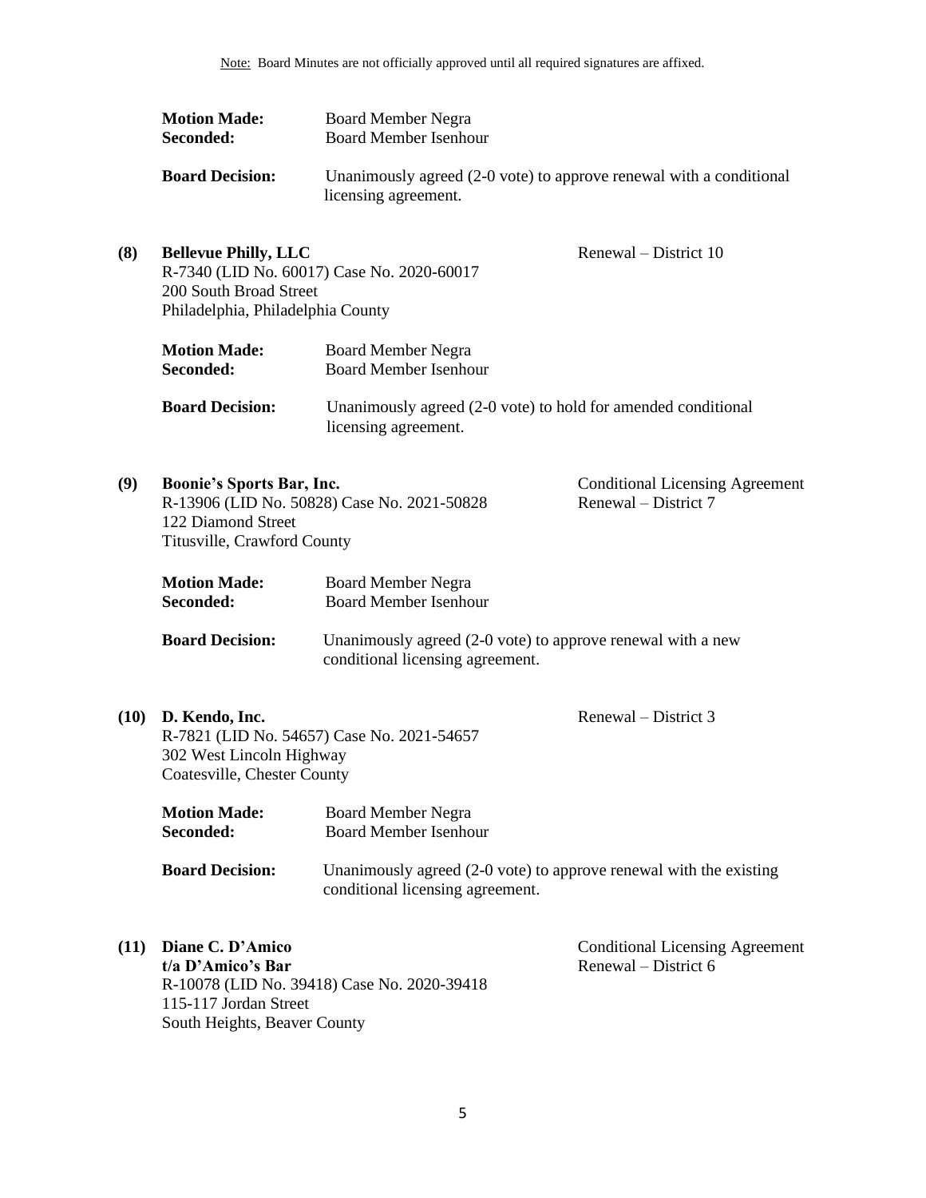Note: Board Minutes are not officially approved until all required signatures are affixed.

**Motion Made:** Board Member Negra
**Seconded:** Board Member Isenhour

**Board Decision:** Unanimously agreed (2-0 vote) to approve renewal with a conditional licensing agreement.

**(8) Bellevue Philly, LLC** — Renewal – District 10
R-7340 (LID No. 60017) Case No. 2020-60017
200 South Broad Street
Philadelphia, Philadelphia County

**Motion Made:** Board Member Negra
**Seconded:** Board Member Isenhour

**Board Decision:** Unanimously agreed (2-0 vote) to hold for amended conditional licensing agreement.

**(9) Boonie's Sports Bar, Inc.** — Conditional Licensing Agreement Renewal – District 7
R-13906 (LID No. 50828) Case No. 2021-50828
122 Diamond Street
Titusville, Crawford County

**Motion Made:** Board Member Negra
**Seconded:** Board Member Isenhour

**Board Decision:** Unanimously agreed (2-0 vote) to approve renewal with a new conditional licensing agreement.

**(10) D. Kendo, Inc.** — Renewal – District 3
R-7821 (LID No. 54657) Case No. 2021-54657
302 West Lincoln Highway
Coatesville, Chester County

**Motion Made:** Board Member Negra
**Seconded:** Board Member Isenhour

**Board Decision:** Unanimously agreed (2-0 vote) to approve renewal with the existing conditional licensing agreement.

**(11) Diane C. D'Amico**
**t/a D'Amico's Bar** — Conditional Licensing Agreement Renewal – District 6
R-10078 (LID No. 39418) Case No. 2020-39418
115-117 Jordan Street
South Heights, Beaver County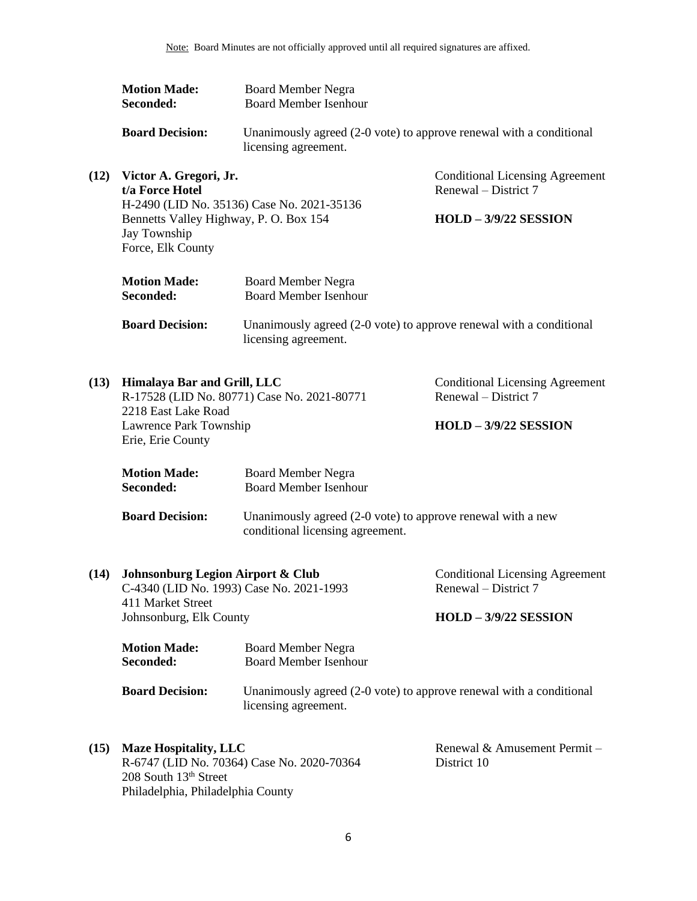Note: Board Minutes are not officially approved until all required signatures are affixed.

**Motion Made:** Board Member Negra
**Seconded:** Board Member Isenhour

**Board Decision:** Unanimously agreed (2-0 vote) to approve renewal with a conditional licensing agreement.

**(12) Victor A. Gregori, Jr.**
**t/a Force Hotel**
H-2490 (LID No. 35136) Case No. 2021-35136
Bennetts Valley Highway, P. O. Box 154
Jay Township
Force, Elk County

Conditional Licensing Agreement
Renewal – District 7

**HOLD – 3/9/22 SESSION**

**Motion Made:** Board Member Negra
**Seconded:** Board Member Isenhour

**Board Decision:** Unanimously agreed (2-0 vote) to approve renewal with a conditional licensing agreement.

**(13) Himalaya Bar and Grill, LLC**
R-17528 (LID No. 80771) Case No. 2021-80771
2218 East Lake Road
Lawrence Park Township
Erie, Erie County

Conditional Licensing Agreement
Renewal – District 7

**HOLD – 3/9/22 SESSION**

**Motion Made:** Board Member Negra
**Seconded:** Board Member Isenhour

**Board Decision:** Unanimously agreed (2-0 vote) to approve renewal with a new conditional licensing agreement.

**(14) Johnsonburg Legion Airport & Club**
C-4340 (LID No. 1993) Case No. 2021-1993
411 Market Street
Johnsonburg, Elk County

Conditional Licensing Agreement
Renewal – District 7

**HOLD – 3/9/22 SESSION**

**Motion Made:** Board Member Negra
**Seconded:** Board Member Isenhour

**Board Decision:** Unanimously agreed (2-0 vote) to approve renewal with a conditional licensing agreement.

**(15) Maze Hospitality, LLC**
R-6747 (LID No. 70364) Case No. 2020-70364
208 South 13th Street
Philadelphia, Philadelphia County

Renewal & Amusement Permit – District 10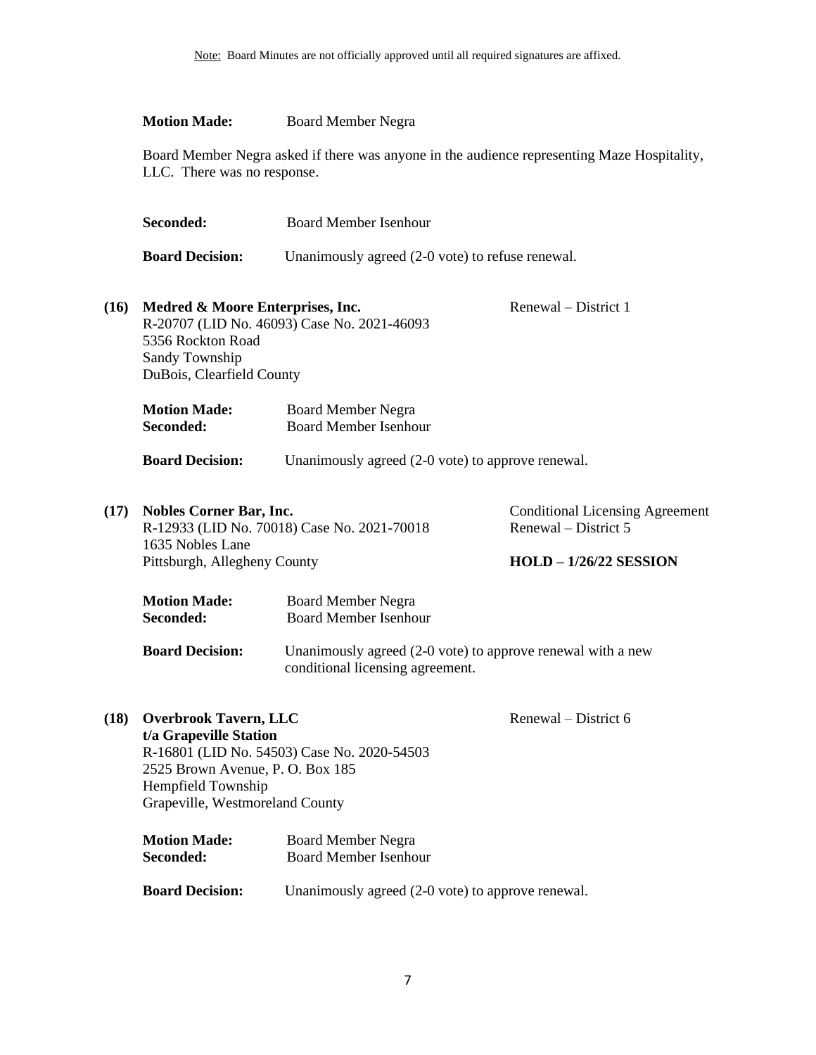Note: Board Minutes are not officially approved until all required signatures are affixed.

**Motion Made:** Board Member Negra

Board Member Negra asked if there was anyone in the audience representing Maze Hospitality, LLC. There was no response.

**Seconded:** Board Member Isenhour

**Board Decision:** Unanimously agreed (2-0 vote) to refuse renewal.

**(16) Medred & Moore Enterprises, Inc.** Renewal – District 1
R-20707 (LID No. 46093) Case No. 2021-46093
5356 Rockton Road
Sandy Township
DuBois, Clearfield County

**Motion Made:** Board Member Negra
**Seconded:** Board Member Isenhour

**Board Decision:** Unanimously agreed (2-0 vote) to approve renewal.

**(17) Nobles Corner Bar, Inc.** Conditional Licensing Agreement Renewal – District 5
R-12933 (LID No. 70018) Case No. 2021-70018
1635 Nobles Lane
Pittsburgh, Allegheny County

**HOLD – 1/26/22 SESSION**

**Motion Made:** Board Member Negra
**Seconded:** Board Member Isenhour

**Board Decision:** Unanimously agreed (2-0 vote) to approve renewal with a new conditional licensing agreement.

**(18) Overbrook Tavern, LLC** Renewal – District 6
**t/a Grapeville Station**
R-16801 (LID No. 54503) Case No. 2020-54503
2525 Brown Avenue, P. O. Box 185
Hempfield Township
Grapeville, Westmoreland County

**Motion Made:** Board Member Negra
**Seconded:** Board Member Isenhour

**Board Decision:** Unanimously agreed (2-0 vote) to approve renewal.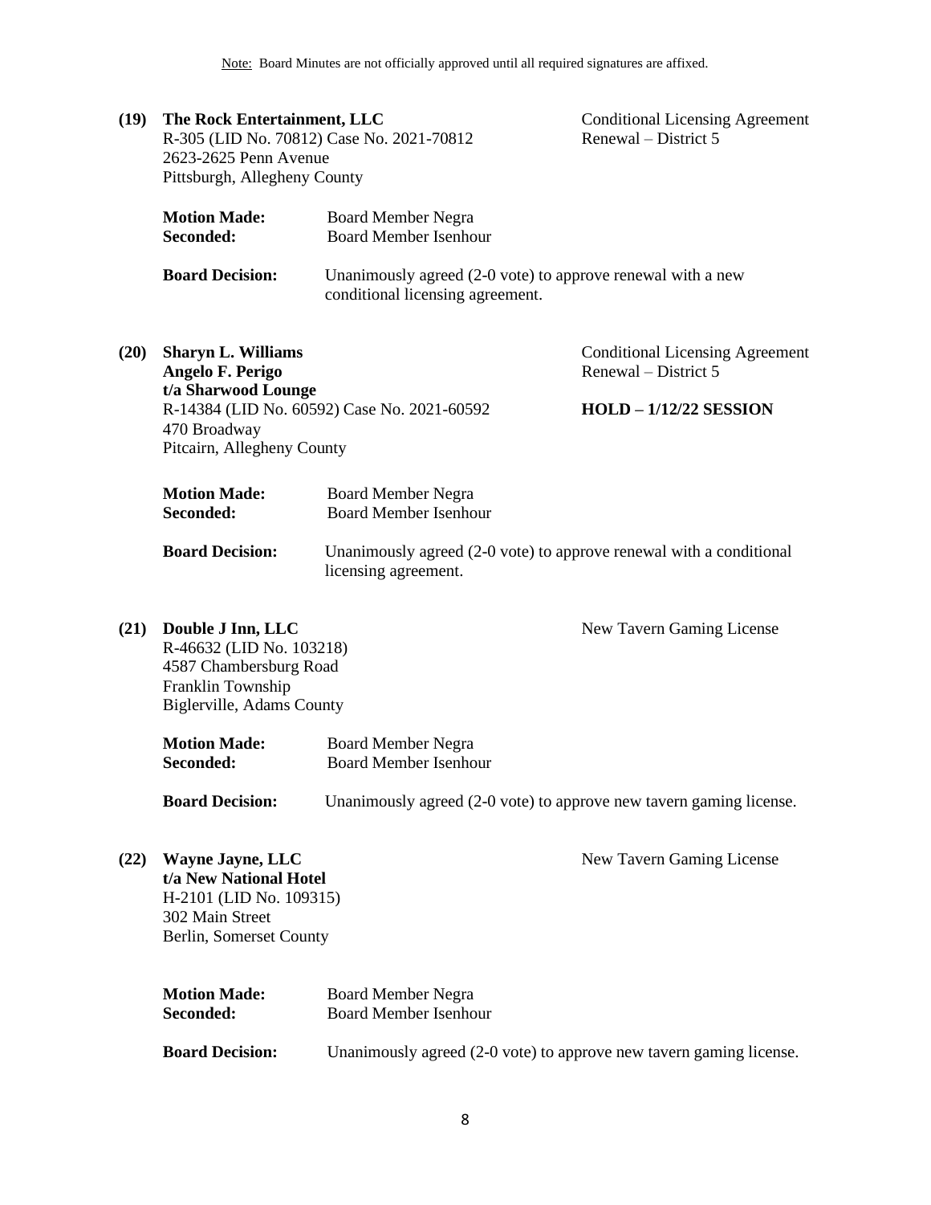Note: Board Minutes are not officially approved until all required signatures are affixed.

**(19) The Rock Entertainment, LLC**
R-305 (LID No. 70812) Case No. 2021-70812
2623-2625 Penn Avenue
Pittsburgh, Allegheny County

Conditional Licensing Agreement
Renewal – District 5

**Motion Made:** Board Member Negra
**Seconded:** Board Member Isenhour

**Board Decision:** Unanimously agreed (2-0 vote) to approve renewal with a new conditional licensing agreement.

**(20) Sharyn L. Williams**
**Angelo F. Perigo**
**t/a Sharwood Lounge**
R-14384 (LID No. 60592) Case No. 2021-60592
470 Broadway
Pitcairn, Allegheny County

Conditional Licensing Agreement
Renewal – District 5

**HOLD – 1/12/22 SESSION**

**Motion Made:** Board Member Negra
**Seconded:** Board Member Isenhour

**Board Decision:** Unanimously agreed (2-0 vote) to approve renewal with a conditional licensing agreement.

**(21) Double J Inn, LLC**
R-46632 (LID No. 103218)
4587 Chambersburg Road
Franklin Township
Biglerville, Adams County

New Tavern Gaming License

**Motion Made:** Board Member Negra
**Seconded:** Board Member Isenhour

**Board Decision:** Unanimously agreed (2-0 vote) to approve new tavern gaming license.

**(22) Wayne Jayne, LLC**
**t/a New National Hotel**
H-2101 (LID No. 109315)
302 Main Street
Berlin, Somerset County

New Tavern Gaming License

**Motion Made:** Board Member Negra
**Seconded:** Board Member Isenhour

**Board Decision:** Unanimously agreed (2-0 vote) to approve new tavern gaming license.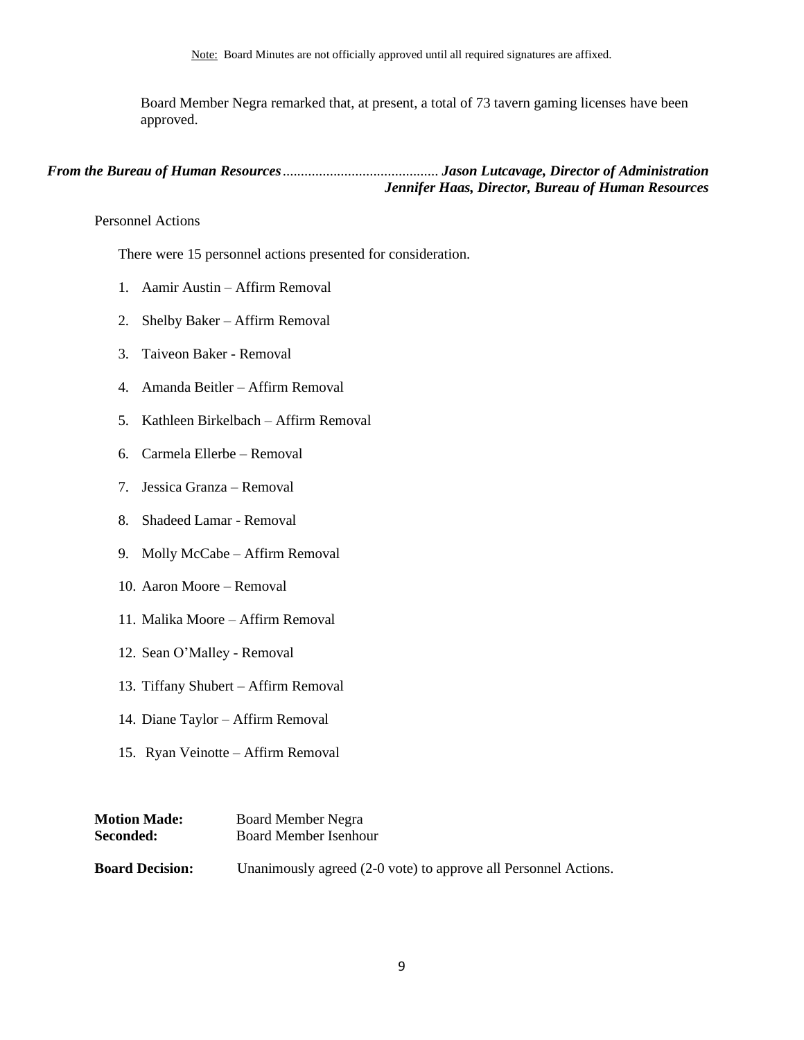Board Member Negra remarked that, at present, a total of 73 tavern gaming licenses have been approved.

***From the Bureau of Human Resources*.......................................... *Jason Lutcavage, Director of Administration***
***Jennifer Haas, Director, Bureau of Human Resources***

Personnel Actions

There were 15 personnel actions presented for consideration.

1. Aamir Austin – Affirm Removal
2. Shelby Baker – Affirm Removal
3. Taiveon Baker - Removal
4. Amanda Beitler – Affirm Removal
5. Kathleen Birkelbach – Affirm Removal
6. Carmela Ellerbe – Removal
7. Jessica Granza – Removal
8. Shadeed Lamar - Removal
9. Molly McCabe – Affirm Removal
10. Aaron Moore – Removal
11. Malika Moore – Affirm Removal
12. Sean O'Malley - Removal
13. Tiffany Shubert – Affirm Removal
14. Diane Taylor – Affirm Removal
15. Ryan Veinotte – Affirm Removal

**Motion Made:** Board Member Negra
**Seconded:** Board Member Isenhour

**Board Decision:** Unanimously agreed (2-0 vote) to approve all Personnel Actions.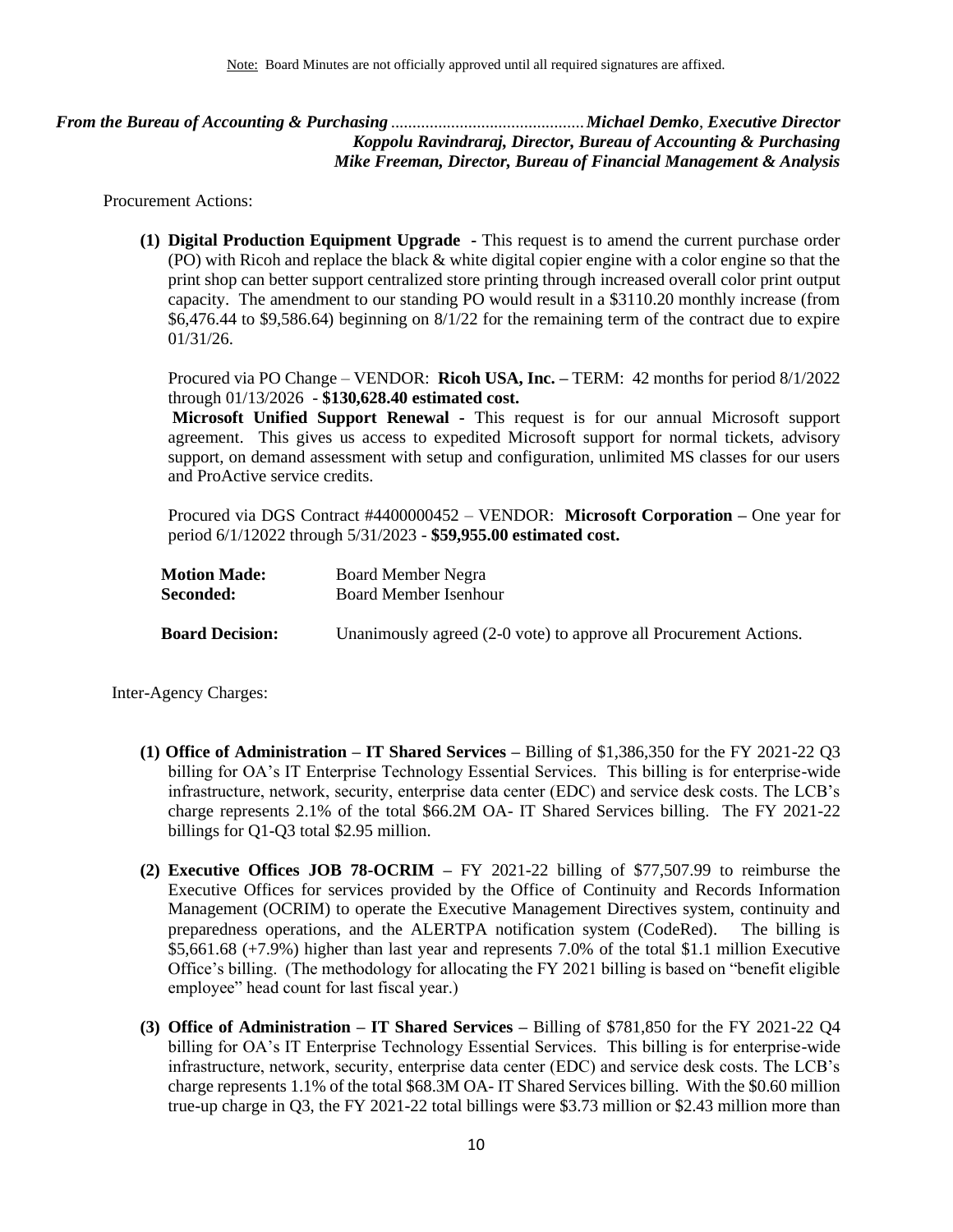Note: Board Minutes are not officially approved until all required signatures are affixed.

***From the Bureau of Accounting & Purchasing*** .............................................***Michael Demko*, *Executive Director***
***Koppolu Ravindraraj, Director, Bureau of Accounting & Purchasing***
***Mike Freeman, Director, Bureau of Financial Management & Analysis***

Procurement Actions:

**(1) Digital Production Equipment Upgrade** - This request is to amend the current purchase order (PO) with Ricoh and replace the black & white digital copier engine with a color engine so that the print shop can better support centralized store printing through increased overall color print output capacity. The amendment to our standing PO would result in a $3110.20 monthly increase (from $6,476.44 to $9,586.64) beginning on 8/1/22 for the remaining term of the contract due to expire 01/31/26.

Procured via PO Change – VENDOR: **Ricoh USA, Inc. –** TERM: 42 months for period 8/1/2022 through 01/13/2026 - **$130,628.40 estimated cost.**

**Microsoft Unified Support Renewal -** This request is for our annual Microsoft support agreement. This gives us access to expedited Microsoft support for normal tickets, advisory support, on demand assessment with setup and configuration, unlimited MS classes for our users and ProActive service credits.

Procured via DGS Contract #4400000452 – VENDOR: **Microsoft Corporation –** One year for period 6/1/12022 through 5/31/2023 - **$59,955.00 estimated cost.**

**Motion Made:** Board Member Negra
**Seconded:** Board Member Isenhour

**Board Decision:** Unanimously agreed (2-0 vote) to approve all Procurement Actions.

Inter-Agency Charges:

**(1) Office of Administration – IT Shared Services –** Billing of $1,386,350 for the FY 2021-22 Q3 billing for OA's IT Enterprise Technology Essential Services. This billing is for enterprise-wide infrastructure, network, security, enterprise data center (EDC) and service desk costs. The LCB's charge represents 2.1% of the total $66.2M OA- IT Shared Services billing. The FY 2021-22 billings for Q1-Q3 total $2.95 million.

**(2) Executive Offices JOB 78-OCRIM –** FY 2021-22 billing of $77,507.99 to reimburse the Executive Offices for services provided by the Office of Continuity and Records Information Management (OCRIM) to operate the Executive Management Directives system, continuity and preparedness operations, and the ALERTPA notification system (CodeRed). The billing is $5,661.68 (+7.9%) higher than last year and represents 7.0% of the total $1.1 million Executive Office's billing. (The methodology for allocating the FY 2021 billing is based on "benefit eligible employee" head count for last fiscal year.)

**(3) Office of Administration – IT Shared Services –** Billing of $781,850 for the FY 2021-22 Q4 billing for OA's IT Enterprise Technology Essential Services. This billing is for enterprise-wide infrastructure, network, security, enterprise data center (EDC) and service desk costs. The LCB's charge represents 1.1% of the total $68.3M OA- IT Shared Services billing. With the $0.60 million true-up charge in Q3, the FY 2021-22 total billings were $3.73 million or $2.43 million more than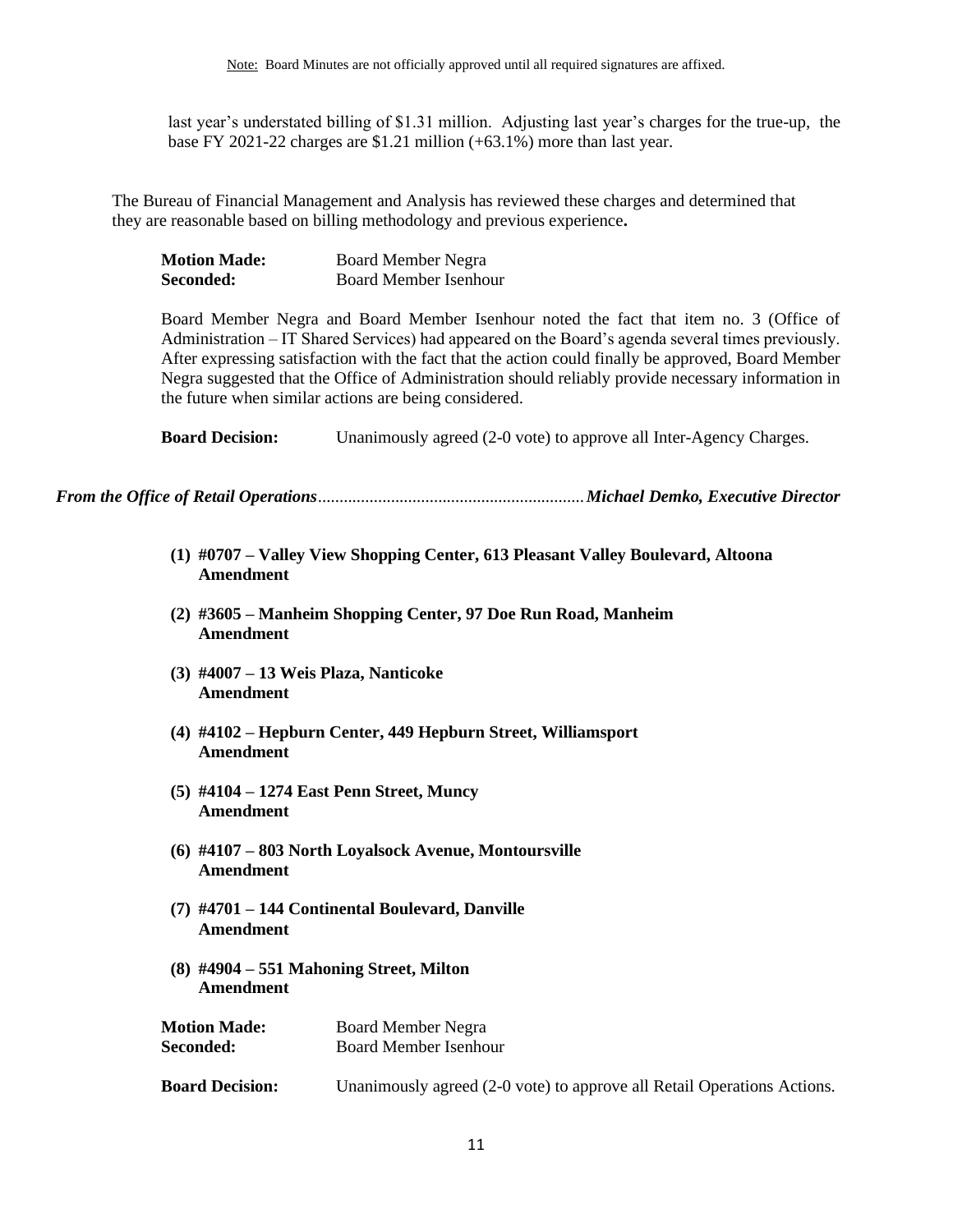last year's understated billing of $1.31 million. Adjusting last year's charges for the true-up, the base FY 2021-22 charges are $1.21 million (+63.1%) more than last year.

The Bureau of Financial Management and Analysis has reviewed these charges and determined that they are reasonable based on billing methodology and previous experience**.**

**Motion Made:** Board Member Negra
**Seconded:** Board Member Isenhour

Board Member Negra and Board Member Isenhour noted the fact that item no. 3 (Office of Administration – IT Shared Services) had appeared on the Board's agenda several times previously. After expressing satisfaction with the fact that the action could finally be approved, Board Member Negra suggested that the Office of Administration should reliably provide necessary information in the future when similar actions are being considered.

**Board Decision:** Unanimously agreed (2-0 vote) to approve all Inter-Agency Charges.

***From the Office of Retail Operations*** ............................................................. ***Michael Demko, Executive Director***

**(1) #0707 – Valley View Shopping Center, 613 Pleasant Valley Boulevard, Altoona**
**Amendment**

**(2) #3605 – Manheim Shopping Center, 97 Doe Run Road, Manheim**
**Amendment**

**(3) #4007 – 13 Weis Plaza, Nanticoke**
**Amendment**

**(4) #4102 – Hepburn Center, 449 Hepburn Street, Williamsport**
**Amendment**

**(5) #4104 – 1274 East Penn Street, Muncy**
**Amendment**

**(6) #4107 – 803 North Loyalsock Avenue, Montoursville**
**Amendment**

**(7) #4701 – 144 Continental Boulevard, Danville**
**Amendment**

**(8) #4904 – 551 Mahoning Street, Milton**
**Amendment**

**Motion Made:** Board Member Negra
**Seconded:** Board Member Isenhour

**Board Decision:** Unanimously agreed (2-0 vote) to approve all Retail Operations Actions.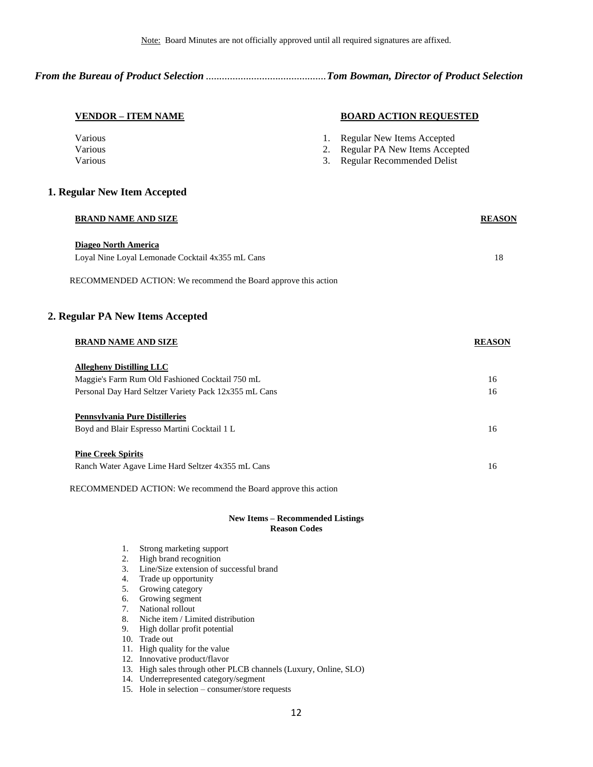Note: Board Minutes are not officially approved until all required signatures are affixed.

***From the Bureau of Product Selection** ............................................**Tom Bowman, Director of Product Selection***

| VENDOR – ITEM NAME | BOARD ACTION REQUESTED |
| --- | --- |
| Various | 1. Regular New Items Accepted |
| Various | 2. Regular PA New Items Accepted |
| Various | 3. Regular Recommended Delist |

## 1. Regular New Item Accepted

| BRAND NAME AND SIZE | REASON |
| --- | --- |
| **Diageo North America** | |
| Loyal Nine Loyal Lemonade Cocktail 4x355 mL Cans | 18 |

RECOMMENDED ACTION: We recommend the Board approve this action

## 2. Regular PA New Items Accepted

| BRAND NAME AND SIZE | REASON |
| --- | --- |
| **Allegheny Distilling LLC** | |
| Maggie's Farm Rum Old Fashioned Cocktail 750 mL | 16 |
| Personal Day Hard Seltzer Variety Pack 12x355 mL Cans | 16 |
| **Pennsylvania Pure Distilleries** | |
| Boyd and Blair Espresso Martini Cocktail 1 L | 16 |
| **Pine Creek Spirits** | |
| Ranch Water Agave Lime Hard Seltzer 4x355 mL Cans | 16 |

RECOMMENDED ACTION: We recommend the Board approve this action

**New Items – Recommended Listings**
**Reason Codes**

1. Strong marketing support
2. High brand recognition
3. Line/Size extension of successful brand
4. Trade up opportunity
5. Growing category
6. Growing segment
7. National rollout
8. Niche item / Limited distribution
9. High dollar profit potential
10. Trade out
11. High quality for the value
12. Innovative product/flavor
13. High sales through other PLCB channels (Luxury, Online, SLO)
14. Underrepresented category/segment
15. Hole in selection – consumer/store requests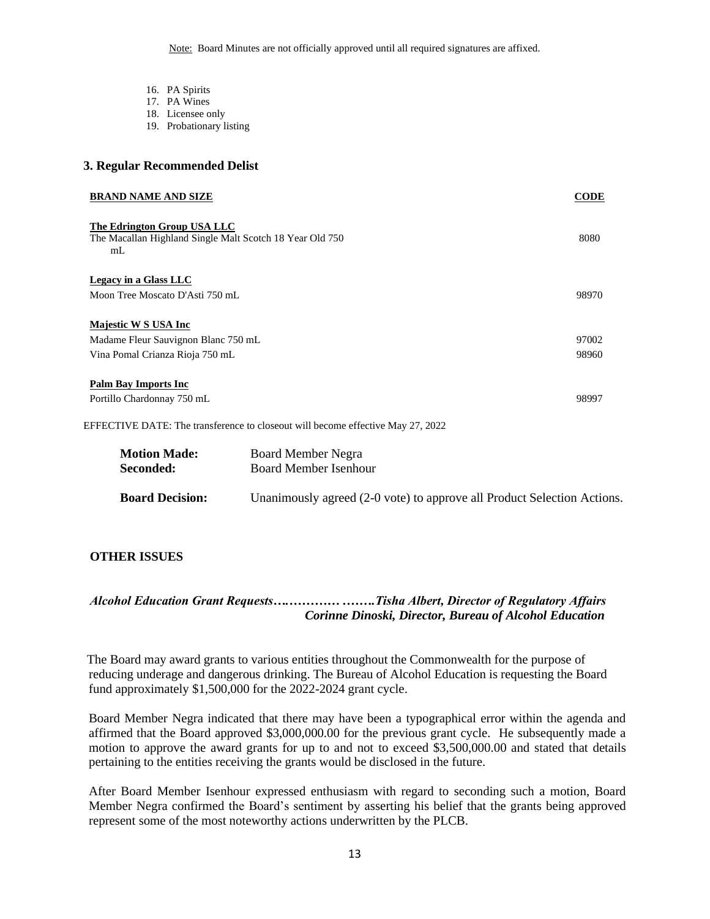Note: Board Minutes are not officially approved until all required signatures are affixed.

16. PA Spirits
17. PA Wines
18. Licensee only
19. Probationary listing

### 3. Regular Recommended Delist

| BRAND NAME AND SIZE | CODE |
|---|---|
| **The Edrington Group USA LLC** | |
| The Macallan Highland Single Malt Scotch 18 Year Old 750 mL | 8080 |
| **Legacy in a Glass LLC** | |
| Moon Tree Moscato D'Asti 750 mL | 98970 |
| **Majestic W S USA Inc** | |
| Madame Fleur Sauvignon Blanc 750 mL | 97002 |
| Vina Pomal Crianza Rioja 750 mL | 98960 |
| **Palm Bay Imports Inc** | |
| Portillo Chardonnay 750 mL | 98997 |

EFFECTIVE DATE: The transference to closeout will become effective May 27, 2022

**Motion Made:** Board Member Negra
**Seconded:** Board Member Isenhour

**Board Decision:** Unanimously agreed (2-0 vote) to approve all Product Selection Actions.

## OTHER ISSUES

***Alcohol Education Grant Requests…………… ……..Tisha Albert, Director of Regulatory Affairs***
***Corinne Dinoski, Director, Bureau of Alcohol Education***

The Board may award grants to various entities throughout the Commonwealth for the purpose of reducing underage and dangerous drinking. The Bureau of Alcohol Education is requesting the Board fund approximately $1,500,000 for the 2022-2024 grant cycle.

Board Member Negra indicated that there may have been a typographical error within the agenda and affirmed that the Board approved $3,000,000.00 for the previous grant cycle. He subsequently made a motion to approve the award grants for up to and not to exceed $3,500,000.00 and stated that details pertaining to the entities receiving the grants would be disclosed in the future.

After Board Member Isenhour expressed enthusiasm with regard to seconding such a motion, Board Member Negra confirmed the Board's sentiment by asserting his belief that the grants being approved represent some of the most noteworthy actions underwritten by the PLCB.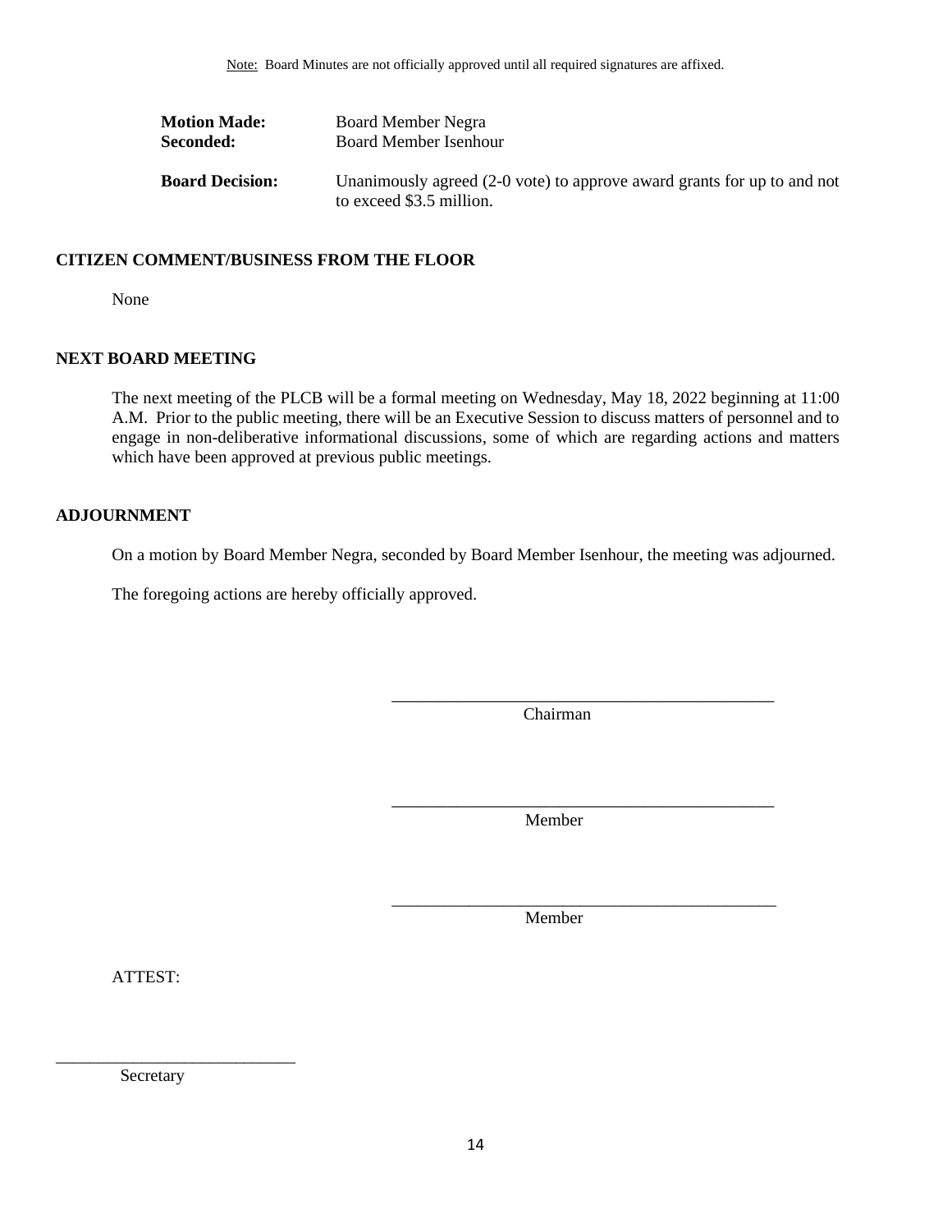Note: Board Minutes are not officially approved until all required signatures are affixed.

**Motion Made:** Board Member Negra
**Seconded:** Board Member Isenhour

**Board Decision:** Unanimously agreed (2-0 vote) to approve award grants for up to and not to exceed $3.5 million.

## CITIZEN COMMENT/BUSINESS FROM THE FLOOR

None

## NEXT BOARD MEETING

The next meeting of the PLCB will be a formal meeting on Wednesday, May 18, 2022 beginning at 11:00 A.M. Prior to the public meeting, there will be an Executive Session to discuss matters of personnel and to engage in non-deliberative informational discussions, some of which are regarding actions and matters which have been approved at previous public meetings.

## ADJOURNMENT

On a motion by Board Member Negra, seconded by Board Member Isenhour, the meeting was adjourned.

The foregoing actions are hereby officially approved.

\_\_\_\_\_\_\_\_\_\_\_\_\_\_\_\_\_\_\_\_\_\_\_\_\_\_\_\_\_\_\_\_\_\_\_\_\_\_\_\_\_\_\_\_
Chairman

\_\_\_\_\_\_\_\_\_\_\_\_\_\_\_\_\_\_\_\_\_\_\_\_\_\_\_\_\_\_\_\_\_\_\_\_\_\_\_\_\_\_\_\_
Member

\_\_\_\_\_\_\_\_\_\_\_\_\_\_\_\_\_\_\_\_\_\_\_\_\_\_\_\_\_\_\_\_\_\_\_\_\_\_\_\_\_\_\_\_
Member

ATTEST:

\_\_\_\_\_\_\_\_\_\_\_\_\_\_\_\_\_\_\_\_\_\_\_\_\_\_\_\_
Secretary